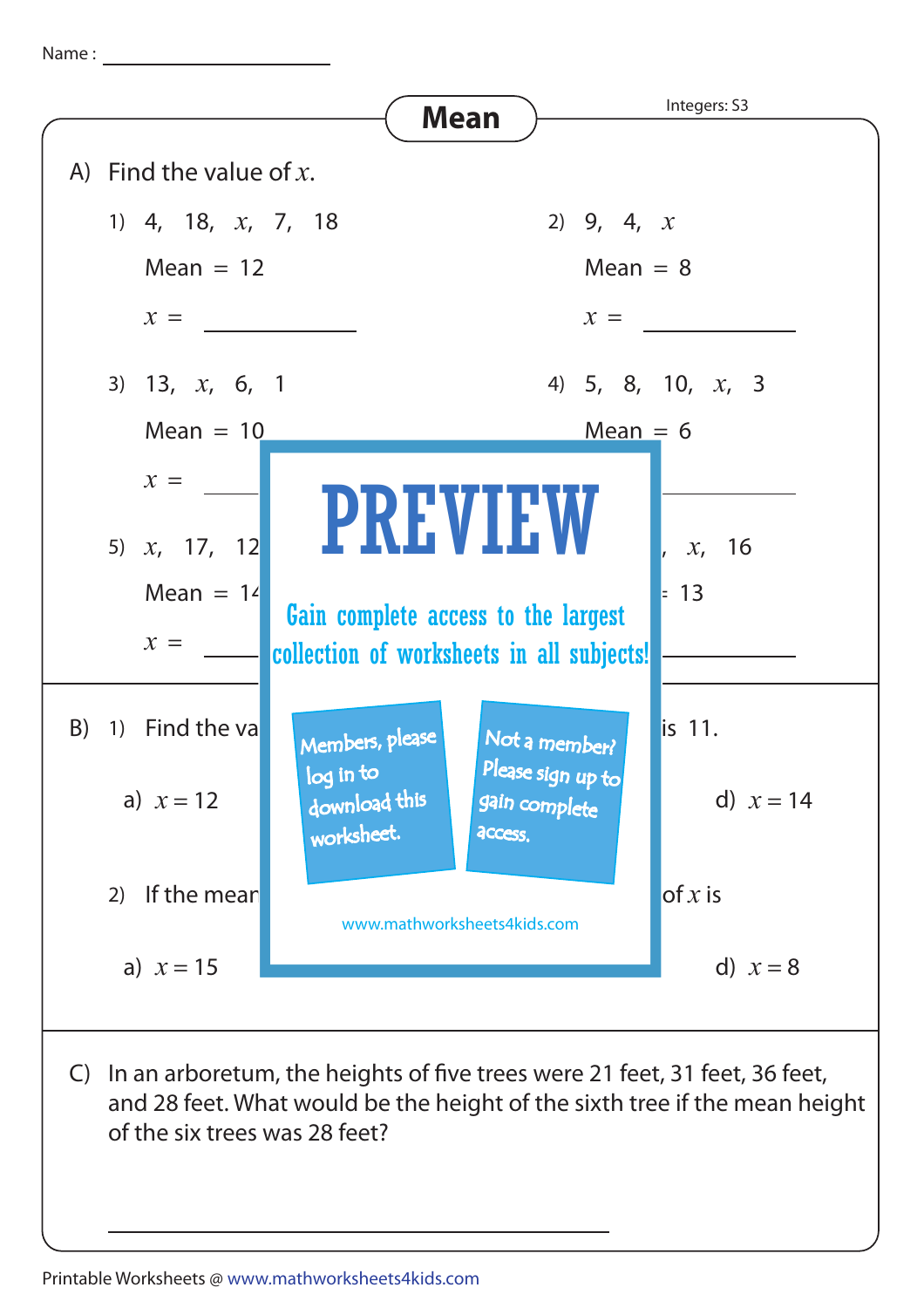Name : ____________________

# Mean

Integers: S3

A) Find the value of $x$.

1) 4, 18, $x$, 7, 18

Mean = 12

$x$ = ____________

2) 9, 4, $x$

Mean = 8

$x$ = ____________

3) 13, $x$, 6, 1

Mean = 10

$x$ = ____________

4) 5, 8, 10, $x$, 3

Mean = 6

$x$ = ____________

5) $x$, 17, 12

Mean = 14

$x$ = ____________

6) , $x$, 16

= 13

$x$ = ____________

PREVIEW

Gain complete access to the largest collection of worksheets in all subjects!

Members, please log in to download this worksheet.

Not a member? Please sign up to gain complete access.

www.mathworksheets4kids.com

B) 1) Find the va ... is 11.

a) $x = 12$

d) $x = 14$

2) If the mean ... of $x$ is

a) $x = 15$

d) $x = 8$

C) In an arboretum, the heights of five trees were 21 feet, 31 feet, 36 feet, and 28 feet. What would be the height of the sixth tree if the mean height of the six trees was 28 feet?

____________________________________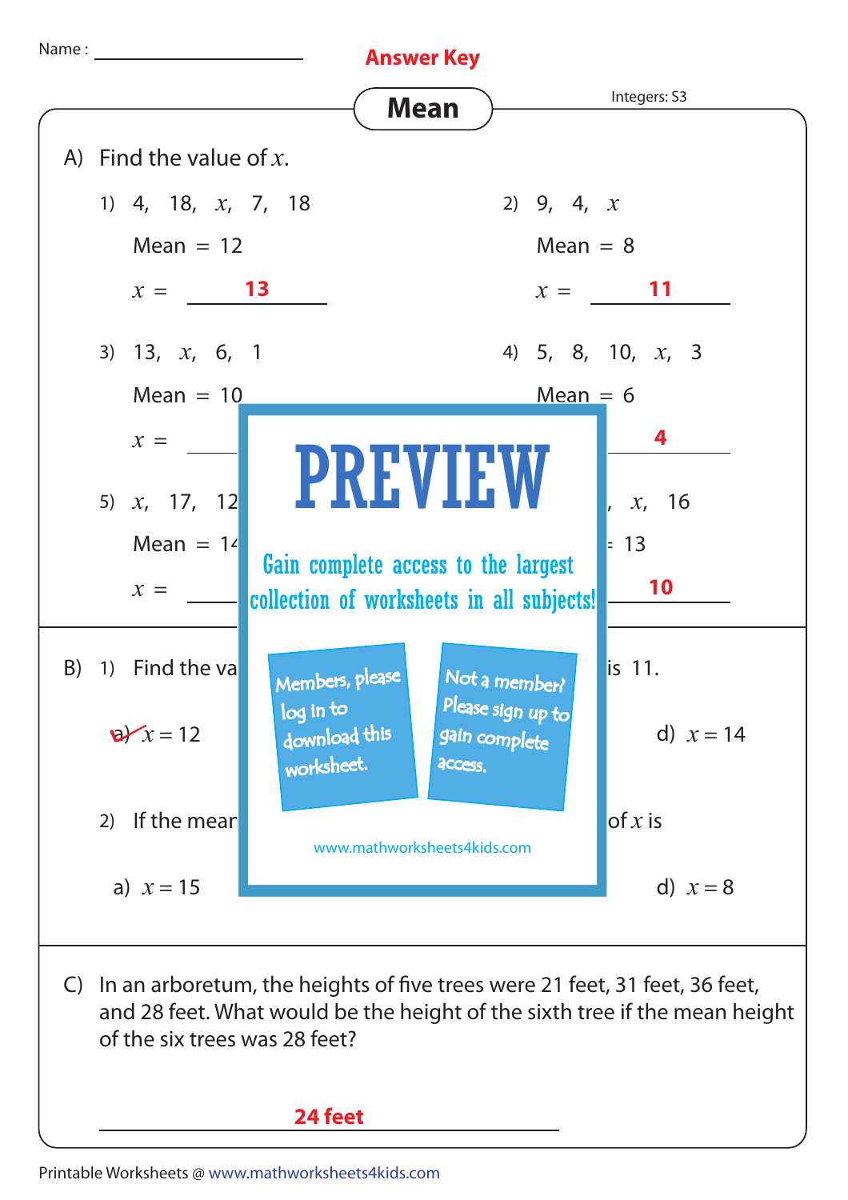Name : ______________________

**Answer Key**

# Mean

Integers: S3

A) Find the value of $x$.

1) 4, 18, $x$, 7, 18

Mean = 12

$x$ = **13**

2) 9, 4, $x$

Mean = 8

$x$ = **11**

3) 13, $x$, 6, 1

Mean = 10

$x$ = ______

4) 5, 8, 10, $x$, 3

Mean = 6

$x$ = **4**

5) $x$, 17, 12

Mean = 14

$x$ = ______

6) , $x$, 16

= 13

$x$ = **10**

PREVIEW

Gain complete access to the largest collection of worksheets in all subjects!

Members, please log in to download this worksheet.

Not a member? Please sign up to gain complete access.

www.mathworksheets4kids.com

B) 1) Find the va … is 11.

a) $x = 12$ (checked)

d) $x = 14$

2) If the mean … of $x$ is

a) $x = 15$

d) $x = 8$

C) In an arboretum, the heights of five trees were 21 feet, 31 feet, 36 feet, and 28 feet. What would be the height of the sixth tree if the mean height of the six trees was 28 feet?

**24 feet**